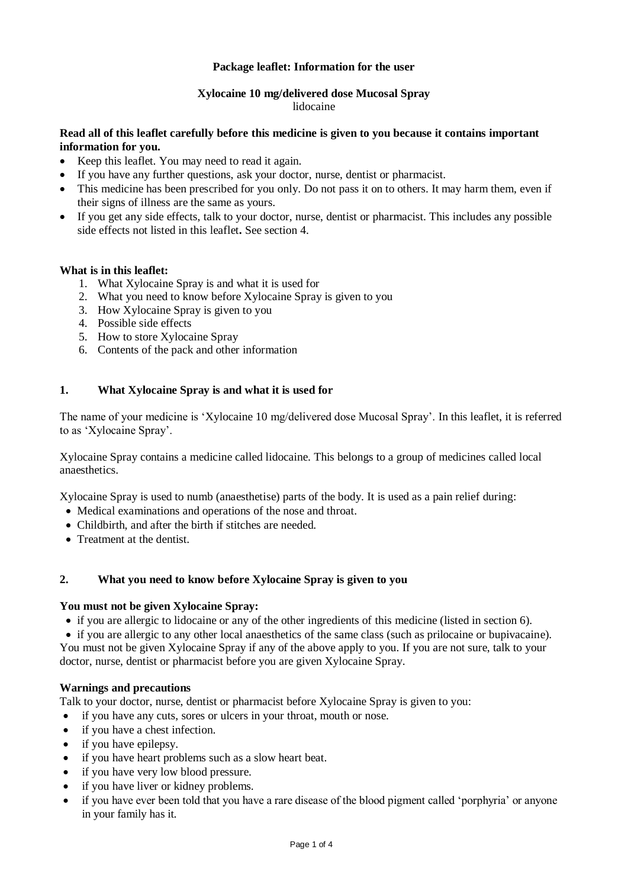**Package leaflet: Information for the user**

**Xylocaine 10 mg/delivered dose Mucosal Spray**
lidocaine

**Read all of this leaflet carefully before this medicine is given to you because it contains important information for you.**

- Keep this leaflet. You may need to read it again.
- If you have any further questions, ask your doctor, nurse, dentist or pharmacist.
- This medicine has been prescribed for you only. Do not pass it on to others. It may harm them, even if their signs of illness are the same as yours.
- If you get any side effects, talk to your doctor, nurse, dentist or pharmacist. This includes any possible side effects not listed in this leaflet**.** See section 4.

**What is in this leaflet:**

1. What Xylocaine Spray is and what it is used for
2. What you need to know before Xylocaine Spray is given to you
3. How Xylocaine Spray is given to you
4. Possible side effects
5. How to store Xylocaine Spray
6. Contents of the pack and other information

## 1. What Xylocaine Spray is and what it is used for

The name of your medicine is 'Xylocaine 10 mg/delivered dose Mucosal Spray'. In this leaflet, it is referred to as 'Xylocaine Spray'.

Xylocaine Spray contains a medicine called lidocaine. This belongs to a group of medicines called local anaesthetics.

Xylocaine Spray is used to numb (anaesthetise) parts of the body. It is used as a pain relief during:

- Medical examinations and operations of the nose and throat.
- Childbirth, and after the birth if stitches are needed.
- Treatment at the dentist.

## 2. What you need to know before Xylocaine Spray is given to you

**You must not be given Xylocaine Spray:**

- if you are allergic to lidocaine or any of the other ingredients of this medicine (listed in section 6).
- if you are allergic to any other local anaesthetics of the same class (such as prilocaine or bupivacaine).

You must not be given Xylocaine Spray if any of the above apply to you. If you are not sure, talk to your doctor, nurse, dentist or pharmacist before you are given Xylocaine Spray.

**Warnings and precautions**

Talk to your doctor, nurse, dentist or pharmacist before Xylocaine Spray is given to you:

- if you have any cuts, sores or ulcers in your throat, mouth or nose.
- if you have a chest infection.
- if you have epilepsy.
- if you have heart problems such as a slow heart beat.
- if you have very low blood pressure.
- if you have liver or kidney problems.
- if you have ever been told that you have a rare disease of the blood pigment called 'porphyria' or anyone in your family has it.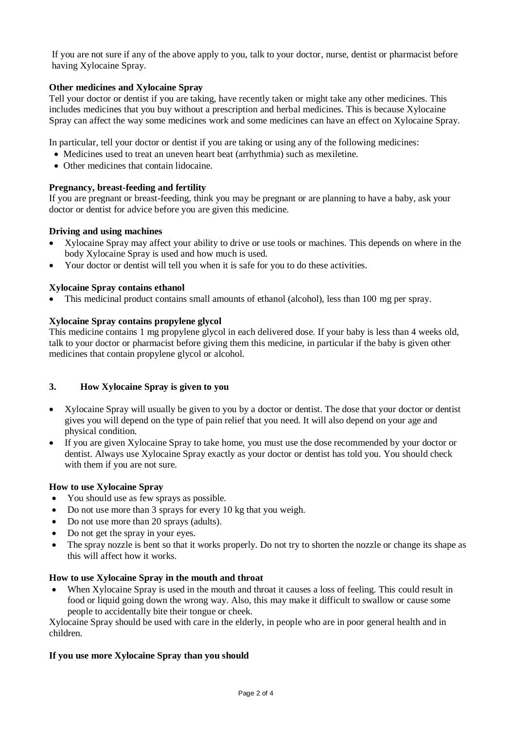If you are not sure if any of the above apply to you, talk to your doctor, nurse, dentist or pharmacist before having Xylocaine Spray.

**Other medicines and Xylocaine Spray**

Tell your doctor or dentist if you are taking, have recently taken or might take any other medicines. This includes medicines that you buy without a prescription and herbal medicines. This is because Xylocaine Spray can affect the way some medicines work and some medicines can have an effect on Xylocaine Spray.

In particular, tell your doctor or dentist if you are taking or using any of the following medicines:

- Medicines used to treat an uneven heart beat (arrhythmia) such as mexiletine.
- Other medicines that contain lidocaine.

**Pregnancy, breast-feeding and fertility**

If you are pregnant or breast-feeding, think you may be pregnant or are planning to have a baby, ask your doctor or dentist for advice before you are given this medicine.

**Driving and using machines**

- Xylocaine Spray may affect your ability to drive or use tools or machines. This depends on where in the body Xylocaine Spray is used and how much is used.
- Your doctor or dentist will tell you when it is safe for you to do these activities.

**Xylocaine Spray contains ethanol**

- This medicinal product contains small amounts of ethanol (alcohol), less than 100 mg per spray.

**Xylocaine Spray contains propylene glycol**

This medicine contains 1 mg propylene glycol in each delivered dose. If your baby is less than 4 weeks old, talk to your doctor or pharmacist before giving them this medicine, in particular if the baby is given other medicines that contain propylene glycol or alcohol.

## 3. How Xylocaine Spray is given to you

- Xylocaine Spray will usually be given to you by a doctor or dentist. The dose that your doctor or dentist gives you will depend on the type of pain relief that you need. It will also depend on your age and physical condition.
- If you are given Xylocaine Spray to take home, you must use the dose recommended by your doctor or dentist. Always use Xylocaine Spray exactly as your doctor or dentist has told you. You should check with them if you are not sure.

**How to use Xylocaine Spray**

- You should use as few sprays as possible.
- Do not use more than 3 sprays for every 10 kg that you weigh.
- Do not use more than 20 sprays (adults).
- Do not get the spray in your eyes.
- The spray nozzle is bent so that it works properly. Do not try to shorten the nozzle or change its shape as this will affect how it works.

**How to use Xylocaine Spray in the mouth and throat**

- When Xylocaine Spray is used in the mouth and throat it causes a loss of feeling. This could result in food or liquid going down the wrong way. Also, this may make it difficult to swallow or cause some people to accidentally bite their tongue or cheek.

Xylocaine Spray should be used with care in the elderly, in people who are in poor general health and in children.

**If you use more Xylocaine Spray than you should**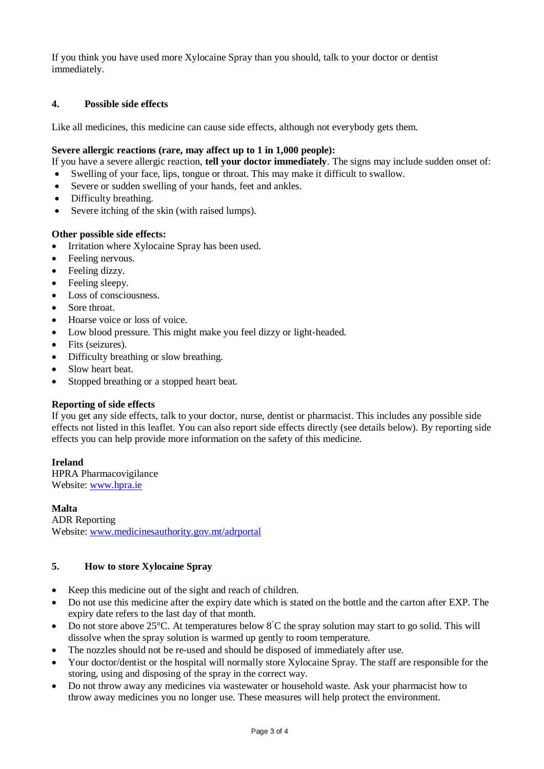If you think you have used more Xylocaine Spray than you should, talk to your doctor or dentist immediately.

## 4. Possible side effects

Like all medicines, this medicine can cause side effects, although not everybody gets them.

**Severe allergic reactions (rare, may affect up to 1 in 1,000 people):**
If you have a severe allergic reaction, **tell your doctor immediately**. The signs may include sudden onset of:

- Swelling of your face, lips, tongue or throat. This may make it difficult to swallow.
- Severe or sudden swelling of your hands, feet and ankles.
- Difficulty breathing.
- Severe itching of the skin (with raised lumps).

**Other possible side effects:**

- Irritation where Xylocaine Spray has been used.
- Feeling nervous.
- Feeling dizzy.
- Feeling sleepy.
- Loss of consciousness.
- Sore throat.
- Hoarse voice or loss of voice.
- Low blood pressure. This might make you feel dizzy or light-headed.
- Fits (seizures).
- Difficulty breathing or slow breathing.
- Slow heart beat.
- Stopped breathing or a stopped heart beat.

**Reporting of side effects**
If you get any side effects, talk to your doctor, nurse, dentist or pharmacist. This includes any possible side effects not listed in this leaflet. You can also report side effects directly (see details below). By reporting side effects you can help provide more information on the safety of this medicine.

**Ireland**
HPRA Pharmacovigilance
Website: www.hpra.ie

**Malta**
ADR Reporting
Website: www.medicinesauthority.gov.mt/adrportal

## 5. How to store Xylocaine Spray

- Keep this medicine out of the sight and reach of children.
- Do not use this medicine after the expiry date which is stated on the bottle and the carton after EXP. The expiry date refers to the last day of that month.
- Do not store above 25°C. At temperatures below 8°C the spray solution may start to go solid. This will dissolve when the spray solution is warmed up gently to room temperature.
- The nozzles should not be re-used and should be disposed of immediately after use.
- Your doctor/dentist or the hospital will normally store Xylocaine Spray. The staff are responsible for the storing, using and disposing of the spray in the correct way.
- Do not throw away any medicines via wastewater or household waste. Ask your pharmacist how to throw away medicines you no longer use. These measures will help protect the environment.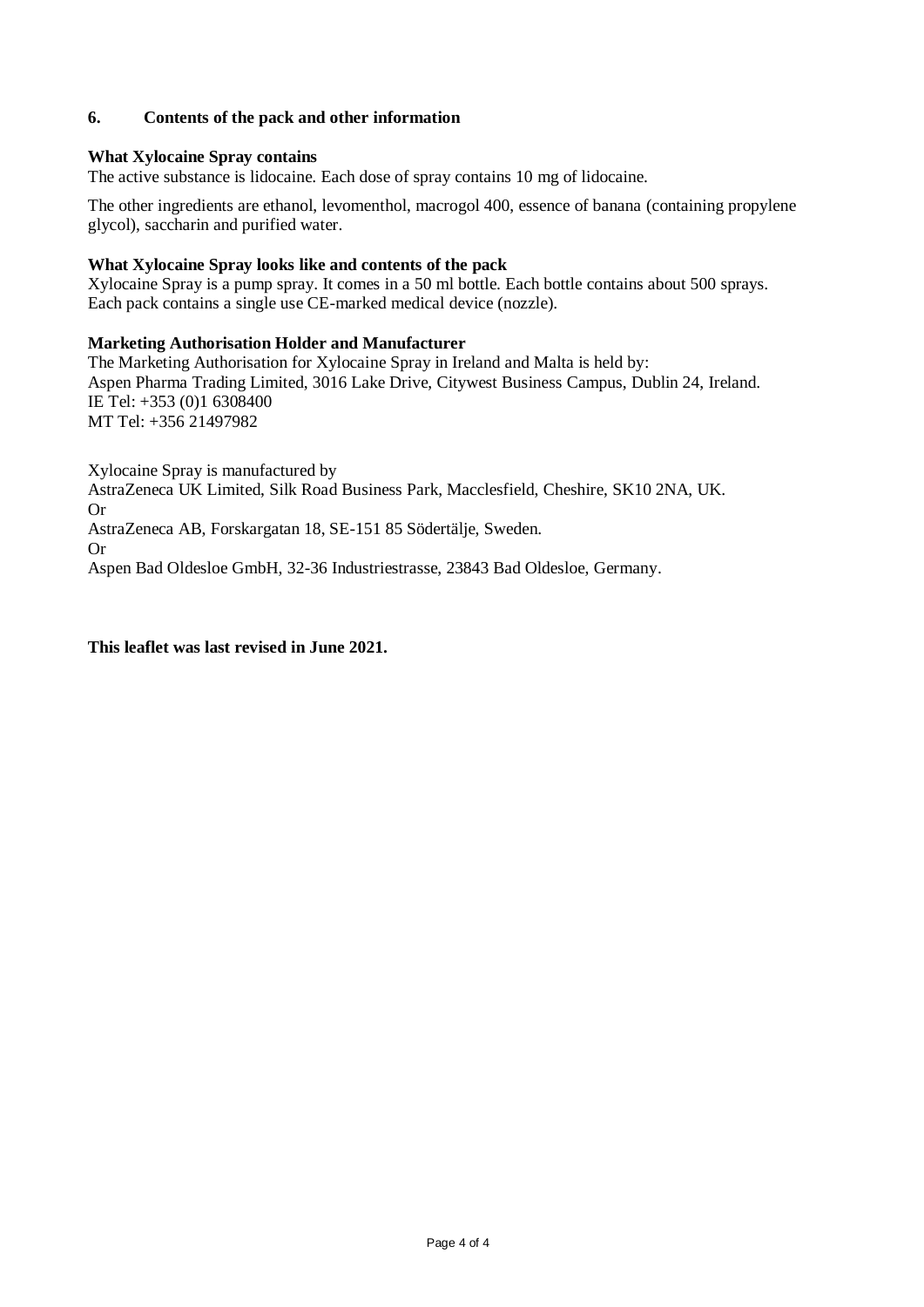## 6. Contents of the pack and other information

**What Xylocaine Spray contains**

The active substance is lidocaine. Each dose of spray contains 10 mg of lidocaine.

The other ingredients are ethanol, levomenthol, macrogol 400, essence of banana (containing propylene glycol), saccharin and purified water.

**What Xylocaine Spray looks like and contents of the pack**

Xylocaine Spray is a pump spray. It comes in a 50 ml bottle. Each bottle contains about 500 sprays. Each pack contains a single use CE-marked medical device (nozzle).

**Marketing Authorisation Holder and Manufacturer**

The Marketing Authorisation for Xylocaine Spray in Ireland and Malta is held by:
Aspen Pharma Trading Limited, 3016 Lake Drive, Citywest Business Campus, Dublin 24, Ireland.
IE Tel: +353 (0)1 6308400
MT Tel: +356 21497982

Xylocaine Spray is manufactured by
AstraZeneca UK Limited, Silk Road Business Park, Macclesfield, Cheshire, SK10 2NA, UK.
Or
AstraZeneca AB, Forskargatan 18, SE-151 85 Södertälje, Sweden.
Or
Aspen Bad Oldesloe GmbH, 32-36 Industriestrasse, 23843 Bad Oldesloe, Germany.

**This leaflet was last revised in June 2021.**